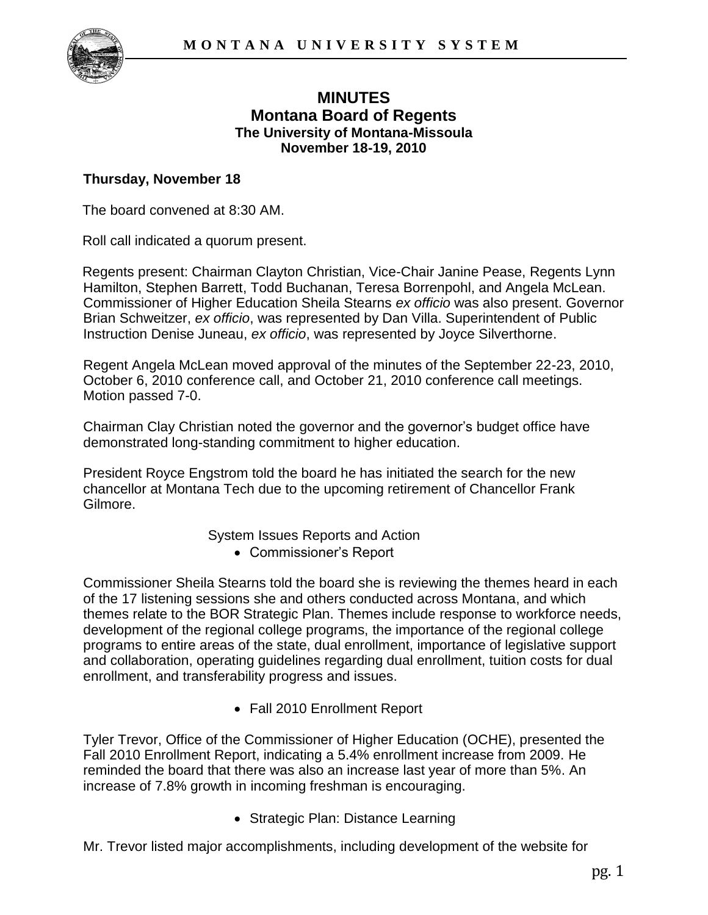# MINUTES
## Montana Board of Regents
### The University of Montana-Missoula
### November 18-19, 2010

**Thursday, November 18**

The board convened at 8:30 AM.

Roll call indicated a quorum present.

Regents present: Chairman Clayton Christian, Vice-Chair Janine Pease, Regents Lynn Hamilton, Stephen Barrett, Todd Buchanan, Teresa Borrenpohl, and Angela McLean. Commissioner of Higher Education Sheila Stearns *ex officio* was also present. Governor Brian Schweitzer, *ex officio*, was represented by Dan Villa. Superintendent of Public Instruction Denise Juneau, *ex officio*, was represented by Joyce Silverthorne.

Regent Angela McLean moved approval of the minutes of the September 22-23, 2010, October 6, 2010 conference call, and October 21, 2010 conference call meetings. Motion passed 7-0.

Chairman Clay Christian noted the governor and the governor's budget office have demonstrated long-standing commitment to higher education.

President Royce Engstrom told the board he has initiated the search for the new chancellor at Montana Tech due to the upcoming retirement of Chancellor Frank Gilmore.

System Issues Reports and Action

- Commissioner's Report

Commissioner Sheila Stearns told the board she is reviewing the themes heard in each of the 17 listening sessions she and others conducted across Montana, and which themes relate to the BOR Strategic Plan. Themes include response to workforce needs, development of the regional college programs, the importance of the regional college programs to entire areas of the state, dual enrollment, importance of legislative support and collaboration, operating guidelines regarding dual enrollment, tuition costs for dual enrollment, and transferability progress and issues.

- Fall 2010 Enrollment Report

Tyler Trevor, Office of the Commissioner of Higher Education (OCHE), presented the Fall 2010 Enrollment Report, indicating a 5.4% enrollment increase from 2009. He reminded the board that there was also an increase last year of more than 5%. An increase of 7.8% growth in incoming freshman is encouraging.

- Strategic Plan: Distance Learning

Mr. Trevor listed major accomplishments, including development of the website for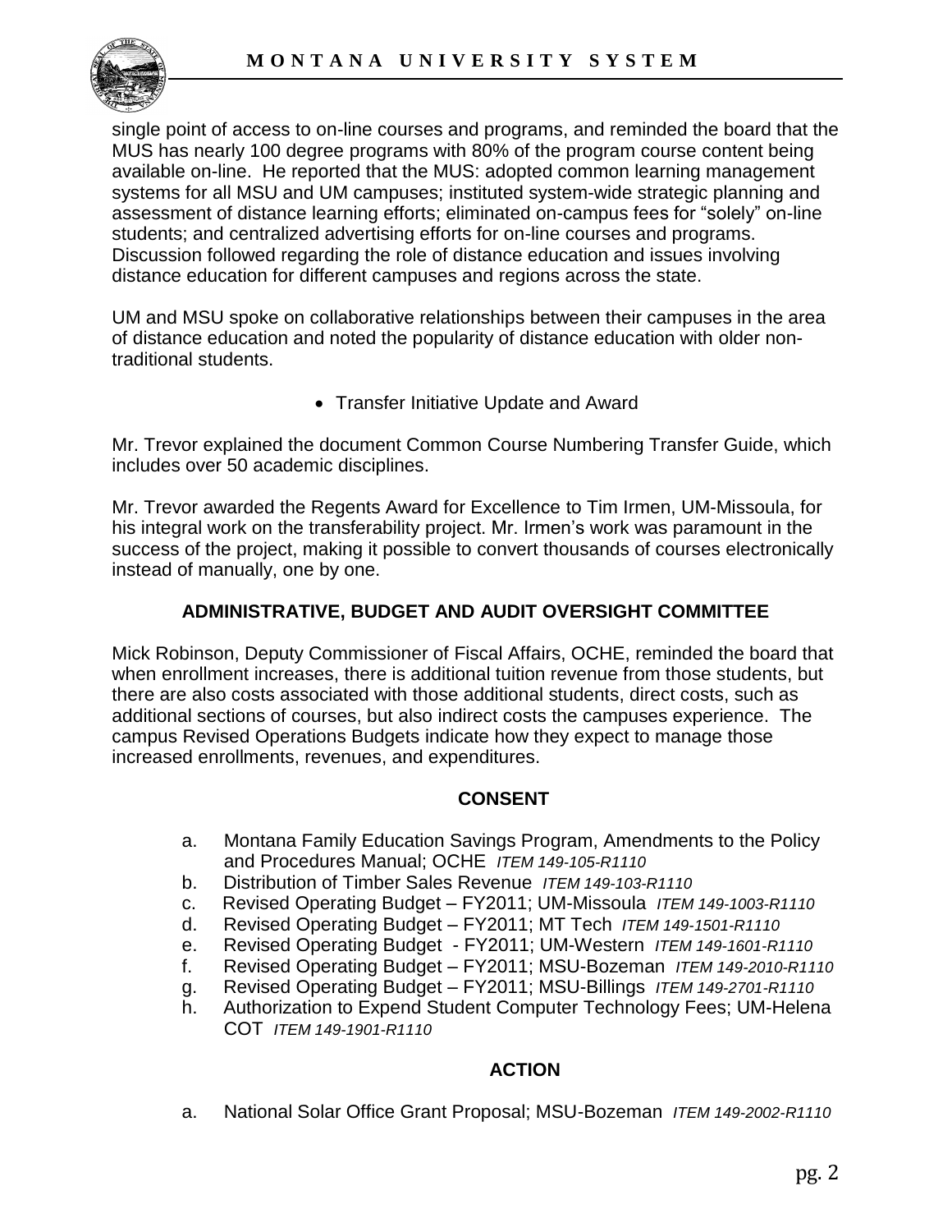single point of access to on-line courses and programs, and reminded the board that the MUS has nearly 100 degree programs with 80% of the program course content being available on-line. He reported that the MUS: adopted common learning management systems for all MSU and UM campuses; instituted system-wide strategic planning and assessment of distance learning efforts; eliminated on-campus fees for "solely" on-line students; and centralized advertising efforts for on-line courses and programs. Discussion followed regarding the role of distance education and issues involving distance education for different campuses and regions across the state.

UM and MSU spoke on collaborative relationships between their campuses in the area of distance education and noted the popularity of distance education with older non-traditional students.

- Transfer Initiative Update and Award

Mr. Trevor explained the document Common Course Numbering Transfer Guide, which includes over 50 academic disciplines.

Mr. Trevor awarded the Regents Award for Excellence to Tim Irmen, UM-Missoula, for his integral work on the transferability project. Mr. Irmen's work was paramount in the success of the project, making it possible to convert thousands of courses electronically instead of manually, one by one.

## ADMINISTRATIVE, BUDGET AND AUDIT OVERSIGHT COMMITTEE

Mick Robinson, Deputy Commissioner of Fiscal Affairs, OCHE, reminded the board that when enrollment increases, there is additional tuition revenue from those students, but there are also costs associated with those additional students, direct costs, such as additional sections of courses, but also indirect costs the campuses experience. The campus Revised Operations Budgets indicate how they expect to manage those increased enrollments, revenues, and expenditures.

### CONSENT

a. Montana Family Education Savings Program, Amendments to the Policy and Procedures Manual; OCHE *ITEM 149-105-R1110*
b. Distribution of Timber Sales Revenue *ITEM 149-103-R1110*
c. Revised Operating Budget – FY2011; UM-Missoula *ITEM 149-1003-R1110*
d. Revised Operating Budget – FY2011; MT Tech *ITEM 149-1501-R1110*
e. Revised Operating Budget - FY2011; UM-Western *ITEM 149-1601-R1110*
f. Revised Operating Budget – FY2011; MSU-Bozeman *ITEM 149-2010-R1110*
g. Revised Operating Budget – FY2011; MSU-Billings *ITEM 149-2701-R1110*
h. Authorization to Expend Student Computer Technology Fees; UM-Helena COT *ITEM 149-1901-R1110*

### ACTION

a. National Solar Office Grant Proposal; MSU-Bozeman *ITEM 149-2002-R1110*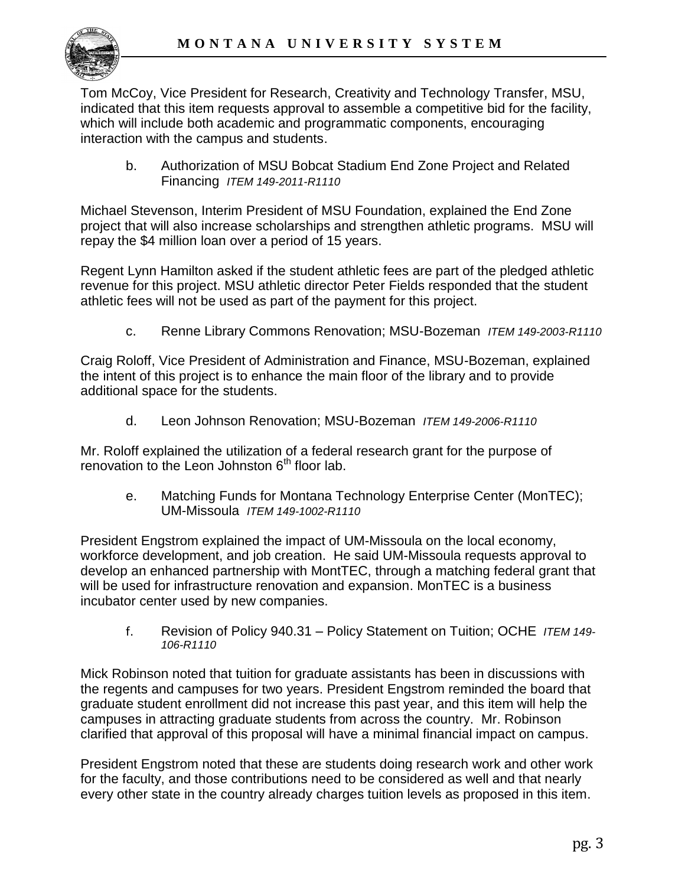Tom McCoy, Vice President for Research, Creativity and Technology Transfer, MSU, indicated that this item requests approval to assemble a competitive bid for the facility, which will include both academic and programmatic components, encouraging interaction with the campus and students.

b. Authorization of MSU Bobcat Stadium End Zone Project and Related Financing *ITEM 149-2011-R1110*

Michael Stevenson, Interim President of MSU Foundation, explained the End Zone project that will also increase scholarships and strengthen athletic programs. MSU will repay the $4 million loan over a period of 15 years.

Regent Lynn Hamilton asked if the student athletic fees are part of the pledged athletic revenue for this project. MSU athletic director Peter Fields responded that the student athletic fees will not be used as part of the payment for this project.

c. Renne Library Commons Renovation; MSU-Bozeman *ITEM 149-2003-R1110*

Craig Roloff, Vice President of Administration and Finance, MSU-Bozeman, explained the intent of this project is to enhance the main floor of the library and to provide additional space for the students.

d. Leon Johnson Renovation; MSU-Bozeman *ITEM 149-2006-R1110*

Mr. Roloff explained the utilization of a federal research grant for the purpose of renovation to the Leon Johnston 6th floor lab.

e. Matching Funds for Montana Technology Enterprise Center (MonTEC); UM-Missoula *ITEM 149-1002-R1110*

President Engstrom explained the impact of UM-Missoula on the local economy, workforce development, and job creation. He said UM-Missoula requests approval to develop an enhanced partnership with MontTEC, through a matching federal grant that will be used for infrastructure renovation and expansion. MonTEC is a business incubator center used by new companies.

f. Revision of Policy 940.31 – Policy Statement on Tuition; OCHE *ITEM 149-106-R1110*

Mick Robinson noted that tuition for graduate assistants has been in discussions with the regents and campuses for two years. President Engstrom reminded the board that graduate student enrollment did not increase this past year, and this item will help the campuses in attracting graduate students from across the country. Mr. Robinson clarified that approval of this proposal will have a minimal financial impact on campus.

President Engstrom noted that these are students doing research work and other work for the faculty, and those contributions need to be considered as well and that nearly every other state in the country already charges tuition levels as proposed in this item.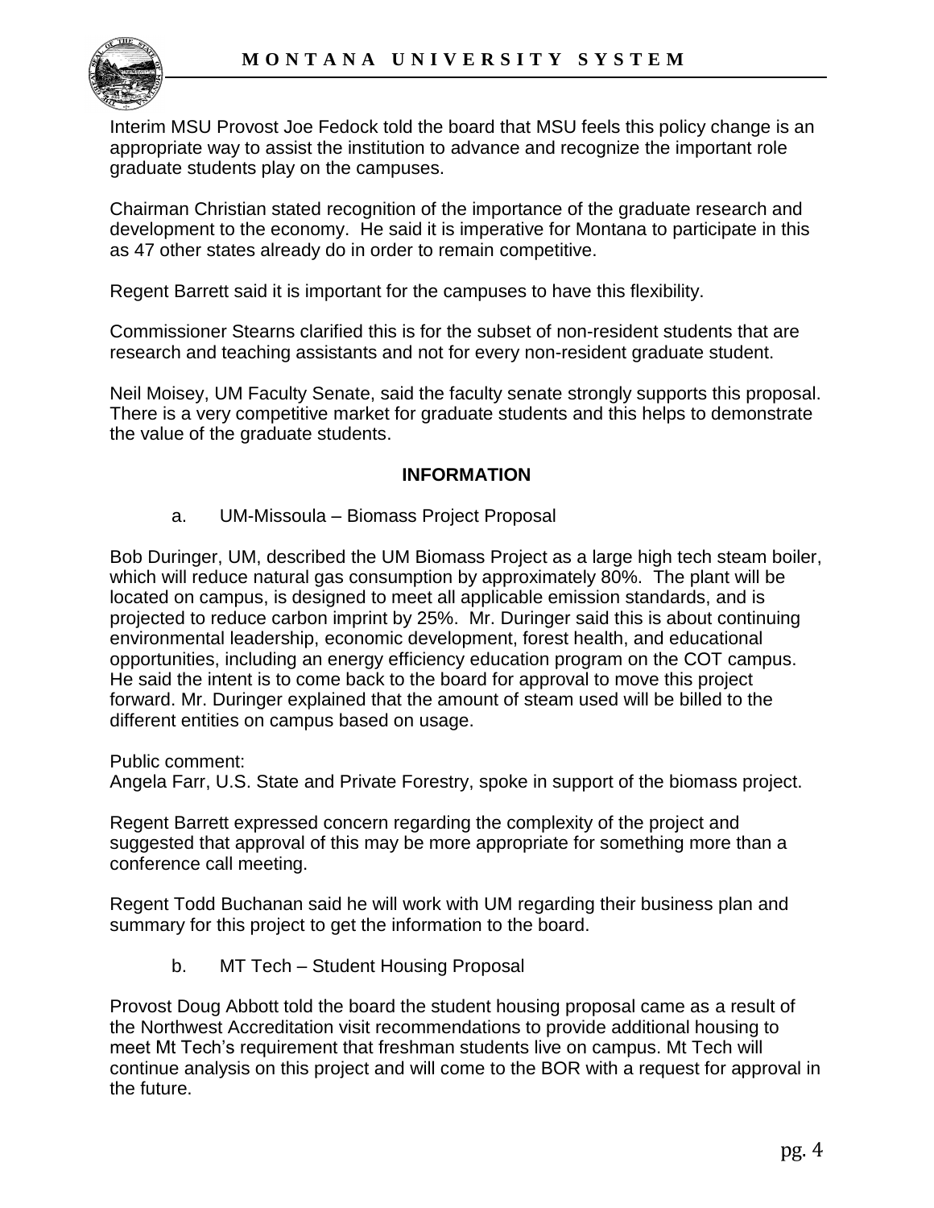Interim MSU Provost Joe Fedock told the board that MSU feels this policy change is an appropriate way to assist the institution to advance and recognize the important role graduate students play on the campuses.

Chairman Christian stated recognition of the importance of the graduate research and development to the economy. He said it is imperative for Montana to participate in this as 47 other states already do in order to remain competitive.

Regent Barrett said it is important for the campuses to have this flexibility.

Commissioner Stearns clarified this is for the subset of non-resident students that are research and teaching assistants and not for every non-resident graduate student.

Neil Moisey, UM Faculty Senate, said the faculty senate strongly supports this proposal. There is a very competitive market for graduate students and this helps to demonstrate the value of the graduate students.

**INFORMATION**

a. UM-Missoula – Biomass Project Proposal

Bob Duringer, UM, described the UM Biomass Project as a large high tech steam boiler, which will reduce natural gas consumption by approximately 80%. The plant will be located on campus, is designed to meet all applicable emission standards, and is projected to reduce carbon imprint by 25%. Mr. Duringer said this is about continuing environmental leadership, economic development, forest health, and educational opportunities, including an energy efficiency education program on the COT campus. He said the intent is to come back to the board for approval to move this project forward. Mr. Duringer explained that the amount of steam used will be billed to the different entities on campus based on usage.

Public comment:
Angela Farr, U.S. State and Private Forestry, spoke in support of the biomass project.

Regent Barrett expressed concern regarding the complexity of the project and suggested that approval of this may be more appropriate for something more than a conference call meeting.

Regent Todd Buchanan said he will work with UM regarding their business plan and summary for this project to get the information to the board.

b. MT Tech – Student Housing Proposal

Provost Doug Abbott told the board the student housing proposal came as a result of the Northwest Accreditation visit recommendations to provide additional housing to meet Mt Tech's requirement that freshman students live on campus. Mt Tech will continue analysis on this project and will come to the BOR with a request for approval in the future.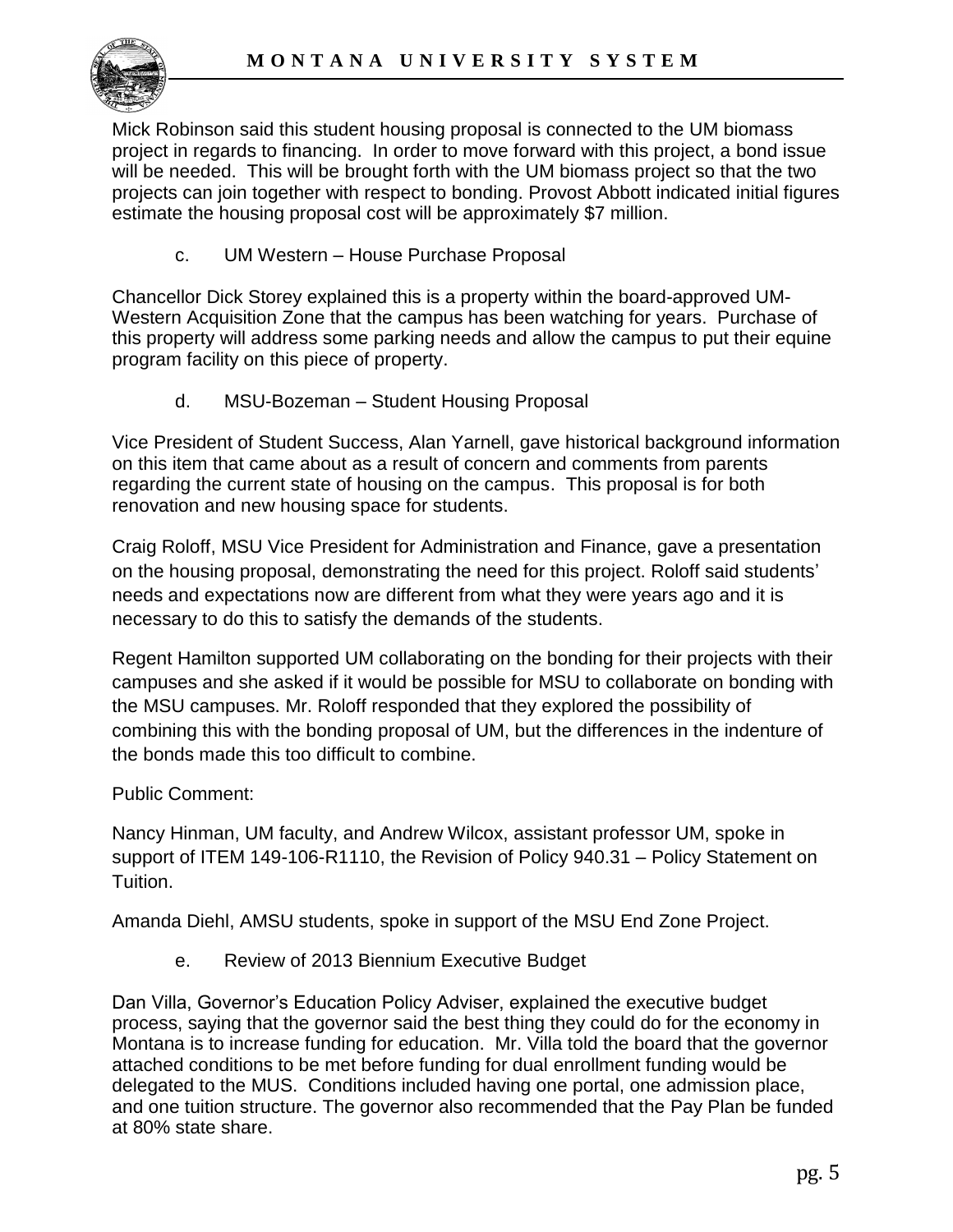Mick Robinson said this student housing proposal is connected to the UM biomass project in regards to financing. In order to move forward with this project, a bond issue will be needed. This will be brought forth with the UM biomass project so that the two projects can join together with respect to bonding. Provost Abbott indicated initial figures estimate the housing proposal cost will be approximately $7 million.

c. UM Western – House Purchase Proposal

Chancellor Dick Storey explained this is a property within the board-approved UM-Western Acquisition Zone that the campus has been watching for years. Purchase of this property will address some parking needs and allow the campus to put their equine program facility on this piece of property.

d. MSU-Bozeman – Student Housing Proposal

Vice President of Student Success, Alan Yarnell, gave historical background information on this item that came about as a result of concern and comments from parents regarding the current state of housing on the campus. This proposal is for both renovation and new housing space for students.

Craig Roloff, MSU Vice President for Administration and Finance, gave a presentation on the housing proposal, demonstrating the need for this project. Roloff said students' needs and expectations now are different from what they were years ago and it is necessary to do this to satisfy the demands of the students.

Regent Hamilton supported UM collaborating on the bonding for their projects with their campuses and she asked if it would be possible for MSU to collaborate on bonding with the MSU campuses. Mr. Roloff responded that they explored the possibility of combining this with the bonding proposal of UM, but the differences in the indenture of the bonds made this too difficult to combine.

Public Comment:

Nancy Hinman, UM faculty, and Andrew Wilcox, assistant professor UM, spoke in support of ITEM 149-106-R1110, the Revision of Policy 940.31 – Policy Statement on Tuition.

Amanda Diehl, AMSU students, spoke in support of the MSU End Zone Project.

e. Review of 2013 Biennium Executive Budget

Dan Villa, Governor's Education Policy Adviser, explained the executive budget process, saying that the governor said the best thing they could do for the economy in Montana is to increase funding for education. Mr. Villa told the board that the governor attached conditions to be met before funding for dual enrollment funding would be delegated to the MUS. Conditions included having one portal, one admission place, and one tuition structure. The governor also recommended that the Pay Plan be funded at 80% state share.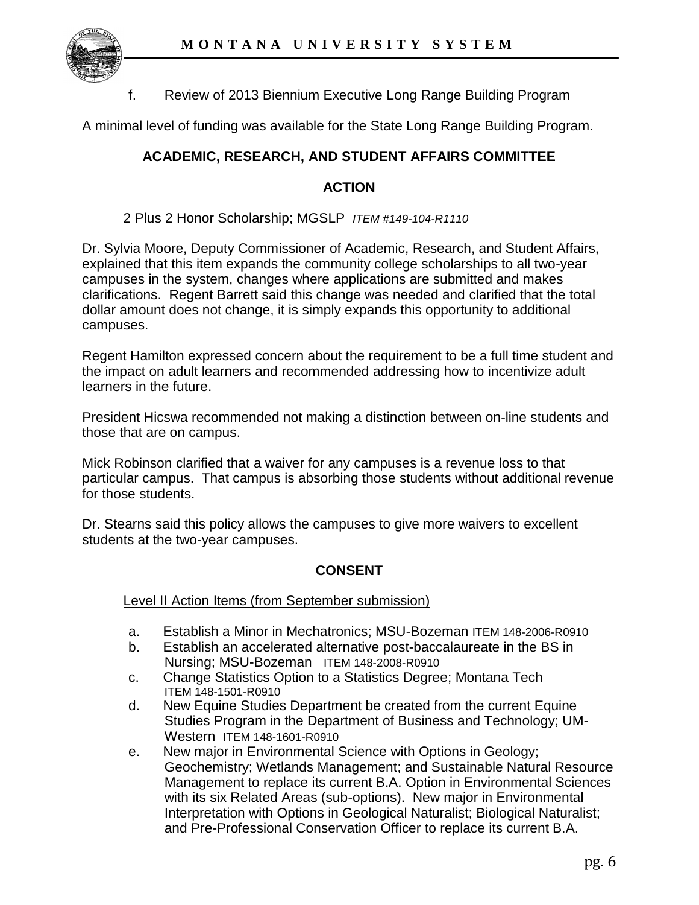f. Review of 2013 Biennium Executive Long Range Building Program

A minimal level of funding was available for the State Long Range Building Program.

## ACADEMIC, RESEARCH, AND STUDENT AFFAIRS COMMITTEE

### ACTION

2 Plus 2 Honor Scholarship; MGSLP *ITEM #149-104-R1110*

Dr. Sylvia Moore, Deputy Commissioner of Academic, Research, and Student Affairs, explained that this item expands the community college scholarships to all two-year campuses in the system, changes where applications are submitted and makes clarifications. Regent Barrett said this change was needed and clarified that the total dollar amount does not change, it is simply expands this opportunity to additional campuses.

Regent Hamilton expressed concern about the requirement to be a full time student and the impact on adult learners and recommended addressing how to incentivize adult learners in the future.

President Hicswa recommended not making a distinction between on-line students and those that are on campus.

Mick Robinson clarified that a waiver for any campuses is a revenue loss to that particular campus. That campus is absorbing those students without additional revenue for those students.

Dr. Stearns said this policy allows the campuses to give more waivers to excellent students at the two-year campuses.

### CONSENT

Level II Action Items (from September submission)

a. Establish a Minor in Mechatronics; MSU-Bozeman ITEM 148-2006-R0910
b. Establish an accelerated alternative post-baccalaureate in the BS in Nursing; MSU-Bozeman ITEM 148-2008-R0910
c. Change Statistics Option to a Statistics Degree; Montana Tech ITEM 148-1501-R0910
d. New Equine Studies Department be created from the current Equine Studies Program in the Department of Business and Technology; UM-Western ITEM 148-1601-R0910
e. New major in Environmental Science with Options in Geology; Geochemistry; Wetlands Management; and Sustainable Natural Resource Management to replace its current B.A. Option in Environmental Sciences with its six Related Areas (sub-options). New major in Environmental Interpretation with Options in Geological Naturalist; Biological Naturalist; and Pre-Professional Conservation Officer to replace its current B.A.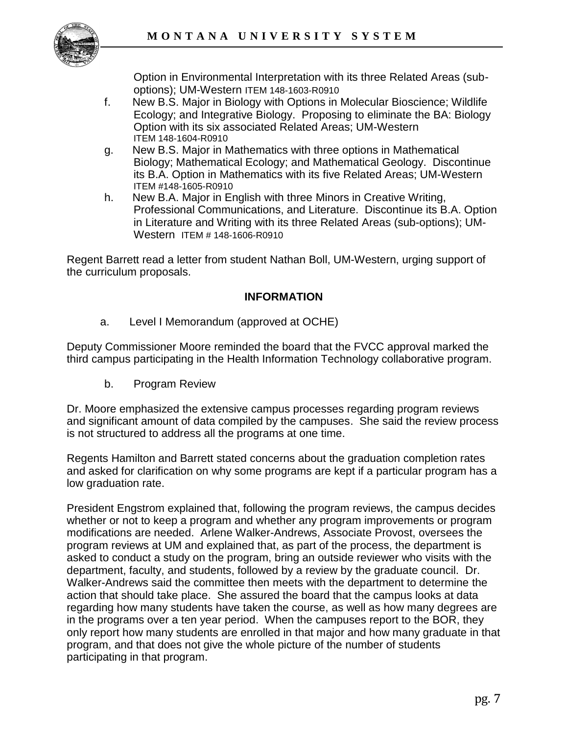Option in Environmental Interpretation with its three Related Areas (sub-options); UM-Western ITEM 148-1603-R0910

f. New B.S. Major in Biology with Options in Molecular Bioscience; Wildlife Ecology; and Integrative Biology. Proposing to eliminate the BA: Biology Option with its six associated Related Areas; UM-Western ITEM 148-1604-R0910

g. New B.S. Major in Mathematics with three options in Mathematical Biology; Mathematical Ecology; and Mathematical Geology. Discontinue its B.A. Option in Mathematics with its five Related Areas; UM-Western ITEM #148-1605-R0910

h. New B.A. Major in English with three Minors in Creative Writing, Professional Communications, and Literature. Discontinue its B.A. Option in Literature and Writing with its three Related Areas (sub-options); UM-Western ITEM # 148-1606-R0910

Regent Barrett read a letter from student Nathan Boll, UM-Western, urging support of the curriculum proposals.

**INFORMATION**

a. Level I Memorandum (approved at OCHE)

Deputy Commissioner Moore reminded the board that the FVCC approval marked the third campus participating in the Health Information Technology collaborative program.

b. Program Review

Dr. Moore emphasized the extensive campus processes regarding program reviews and significant amount of data compiled by the campuses. She said the review process is not structured to address all the programs at one time.

Regents Hamilton and Barrett stated concerns about the graduation completion rates and asked for clarification on why some programs are kept if a particular program has a low graduation rate.

President Engstrom explained that, following the program reviews, the campus decides whether or not to keep a program and whether any program improvements or program modifications are needed. Arlene Walker-Andrews, Associate Provost, oversees the program reviews at UM and explained that, as part of the process, the department is asked to conduct a study on the program, bring an outside reviewer who visits with the department, faculty, and students, followed by a review by the graduate council. Dr. Walker-Andrews said the committee then meets with the department to determine the action that should take place. She assured the board that the campus looks at data regarding how many students have taken the course, as well as how many degrees are in the programs over a ten year period. When the campuses report to the BOR, they only report how many students are enrolled in that major and how many graduate in that program, and that does not give the whole picture of the number of students participating in that program.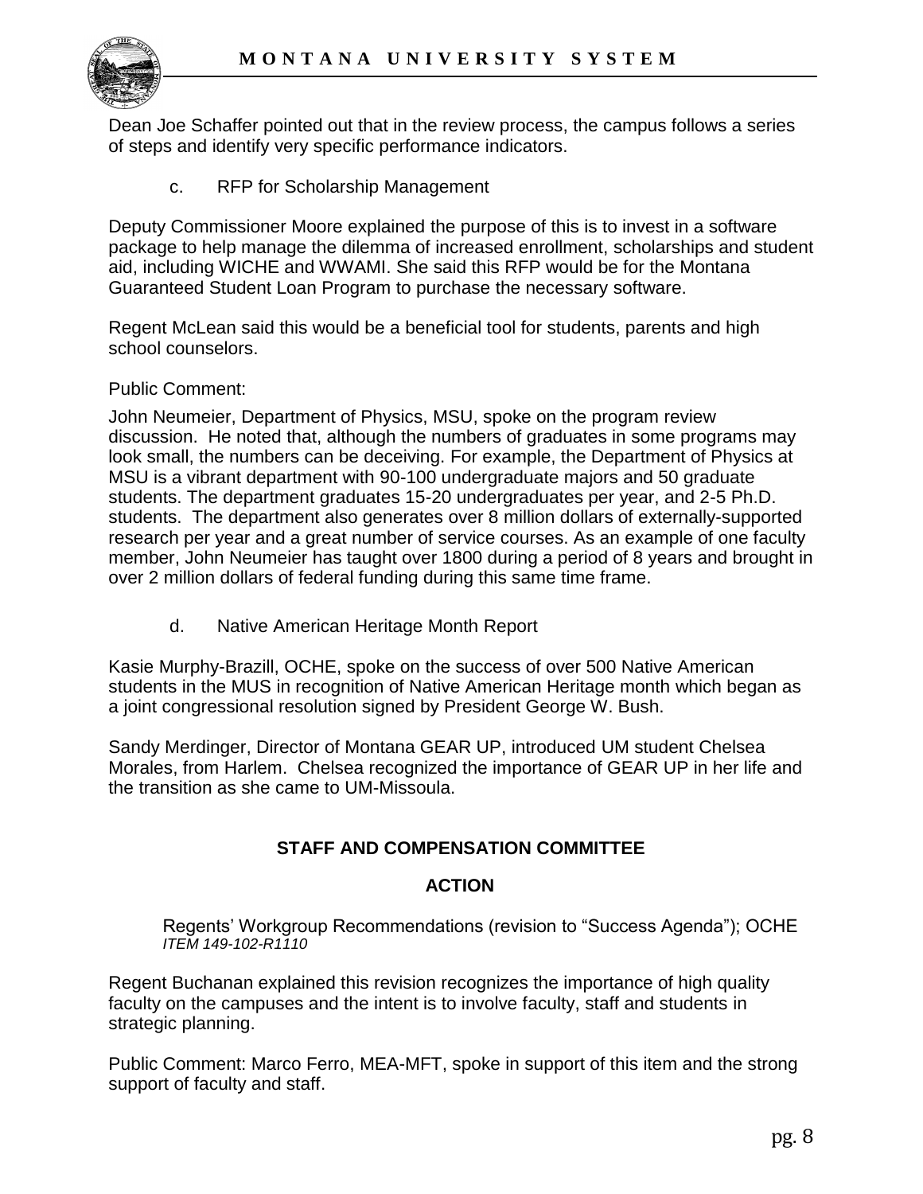Dean Joe Schaffer pointed out that in the review process, the campus follows a series of steps and identify very specific performance indicators.

c. RFP for Scholarship Management

Deputy Commissioner Moore explained the purpose of this is to invest in a software package to help manage the dilemma of increased enrollment, scholarships and student aid, including WICHE and WWAMI. She said this RFP would be for the Montana Guaranteed Student Loan Program to purchase the necessary software.

Regent McLean said this would be a beneficial tool for students, parents and high school counselors.

Public Comment:

John Neumeier, Department of Physics, MSU, spoke on the program review discussion. He noted that, although the numbers of graduates in some programs may look small, the numbers can be deceiving. For example, the Department of Physics at MSU is a vibrant department with 90-100 undergraduate majors and 50 graduate students. The department graduates 15-20 undergraduates per year, and 2-5 Ph.D. students. The department also generates over 8 million dollars of externally-supported research per year and a great number of service courses. As an example of one faculty member, John Neumeier has taught over 1800 during a period of 8 years and brought in over 2 million dollars of federal funding during this same time frame.

d. Native American Heritage Month Report

Kasie Murphy-Brazill, OCHE, spoke on the success of over 500 Native American students in the MUS in recognition of Native American Heritage month which began as a joint congressional resolution signed by President George W. Bush.

Sandy Merdinger, Director of Montana GEAR UP, introduced UM student Chelsea Morales, from Harlem. Chelsea recognized the importance of GEAR UP in her life and the transition as she came to UM-Missoula.

## STAFF AND COMPENSATION COMMITTEE

### ACTION

Regents' Workgroup Recommendations (revision to "Success Agenda"); OCHE
*ITEM 149-102-R1110*

Regent Buchanan explained this revision recognizes the importance of high quality faculty on the campuses and the intent is to involve faculty, staff and students in strategic planning.

Public Comment: Marco Ferro, MEA-MFT, spoke in support of this item and the strong support of faculty and staff.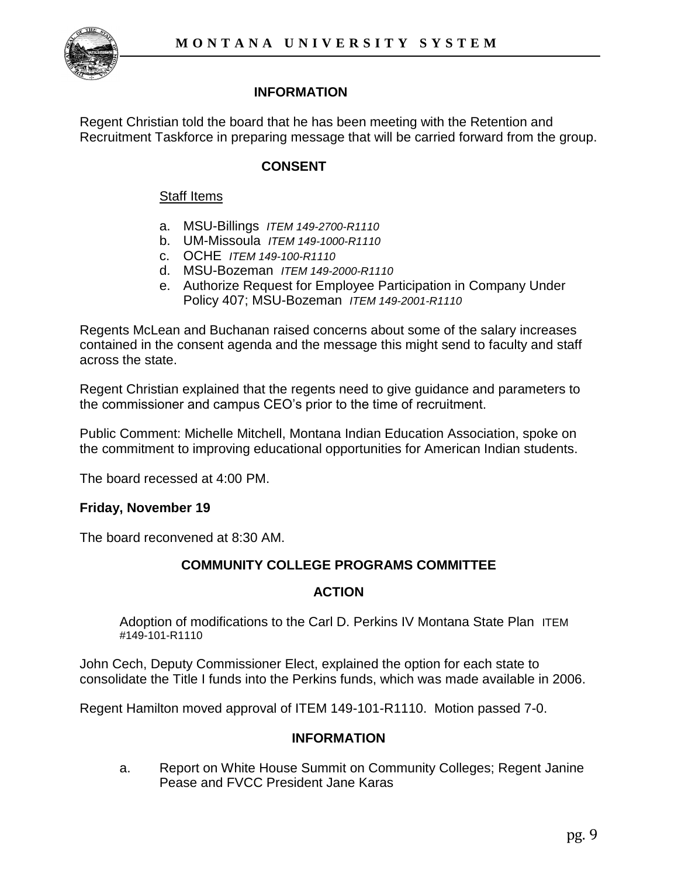### INFORMATION

Regent Christian told the board that he has been meeting with the Retention and Recruitment Taskforce in preparing message that will be carried forward from the group.

### CONSENT

Staff Items

a. MSU-Billings *ITEM 149-2700-R1110*
b. UM-Missoula *ITEM 149-1000-R1110*
c. OCHE *ITEM 149-100-R1110*
d. MSU-Bozeman *ITEM 149-2000-R1110*
e. Authorize Request for Employee Participation in Company Under Policy 407; MSU-Bozeman *ITEM 149-2001-R1110*

Regents McLean and Buchanan raised concerns about some of the salary increases contained in the consent agenda and the message this might send to faculty and staff across the state.

Regent Christian explained that the regents need to give guidance and parameters to the commissioner and campus CEO's prior to the time of recruitment.

Public Comment: Michelle Mitchell, Montana Indian Education Association, spoke on the commitment to improving educational opportunities for American Indian students.

The board recessed at 4:00 PM.

**Friday, November 19**

The board reconvened at 8:30 AM.

### COMMUNITY COLLEGE PROGRAMS COMMITTEE

### ACTION

Adoption of modifications to the Carl D. Perkins IV Montana State Plan ITEM #149-101-R1110

John Cech, Deputy Commissioner Elect, explained the option for each state to consolidate the Title I funds into the Perkins funds, which was made available in 2006.

Regent Hamilton moved approval of ITEM 149-101-R1110. Motion passed 7-0.

### INFORMATION

a. Report on White House Summit on Community Colleges; Regent Janine Pease and FVCC President Jane Karas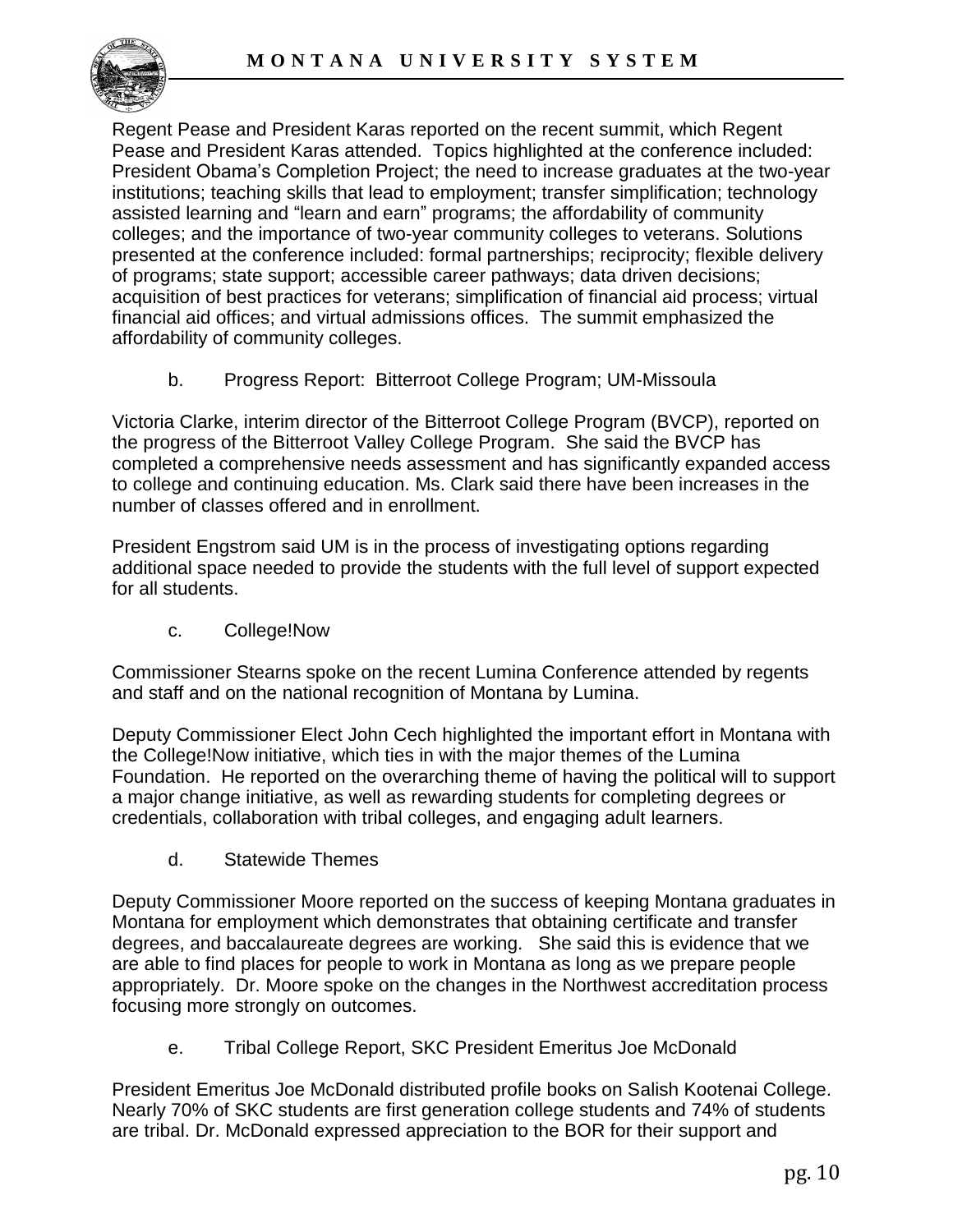Regent Pease and President Karas reported on the recent summit, which Regent Pease and President Karas attended. Topics highlighted at the conference included: President Obama's Completion Project; the need to increase graduates at the two-year institutions; teaching skills that lead to employment; transfer simplification; technology assisted learning and "learn and earn" programs; the affordability of community colleges; and the importance of two-year community colleges to veterans. Solutions presented at the conference included: formal partnerships; reciprocity; flexible delivery of programs; state support; accessible career pathways; data driven decisions; acquisition of best practices for veterans; simplification of financial aid process; virtual financial aid offices; and virtual admissions offices. The summit emphasized the affordability of community colleges.

b. Progress Report: Bitterroot College Program; UM-Missoula

Victoria Clarke, interim director of the Bitterroot College Program (BVCP), reported on the progress of the Bitterroot Valley College Program. She said the BVCP has completed a comprehensive needs assessment and has significantly expanded access to college and continuing education. Ms. Clark said there have been increases in the number of classes offered and in enrollment.

President Engstrom said UM is in the process of investigating options regarding additional space needed to provide the students with the full level of support expected for all students.

c. College!Now

Commissioner Stearns spoke on the recent Lumina Conference attended by regents and staff and on the national recognition of Montana by Lumina.

Deputy Commissioner Elect John Cech highlighted the important effort in Montana with the College!Now initiative, which ties in with the major themes of the Lumina Foundation. He reported on the overarching theme of having the political will to support a major change initiative, as well as rewarding students for completing degrees or credentials, collaboration with tribal colleges, and engaging adult learners.

d. Statewide Themes

Deputy Commissioner Moore reported on the success of keeping Montana graduates in Montana for employment which demonstrates that obtaining certificate and transfer degrees, and baccalaureate degrees are working. She said this is evidence that we are able to find places for people to work in Montana as long as we prepare people appropriately. Dr. Moore spoke on the changes in the Northwest accreditation process focusing more strongly on outcomes.

e. Tribal College Report, SKC President Emeritus Joe McDonald

President Emeritus Joe McDonald distributed profile books on Salish Kootenai College. Nearly 70% of SKC students are first generation college students and 74% of students are tribal. Dr. McDonald expressed appreciation to the BOR for their support and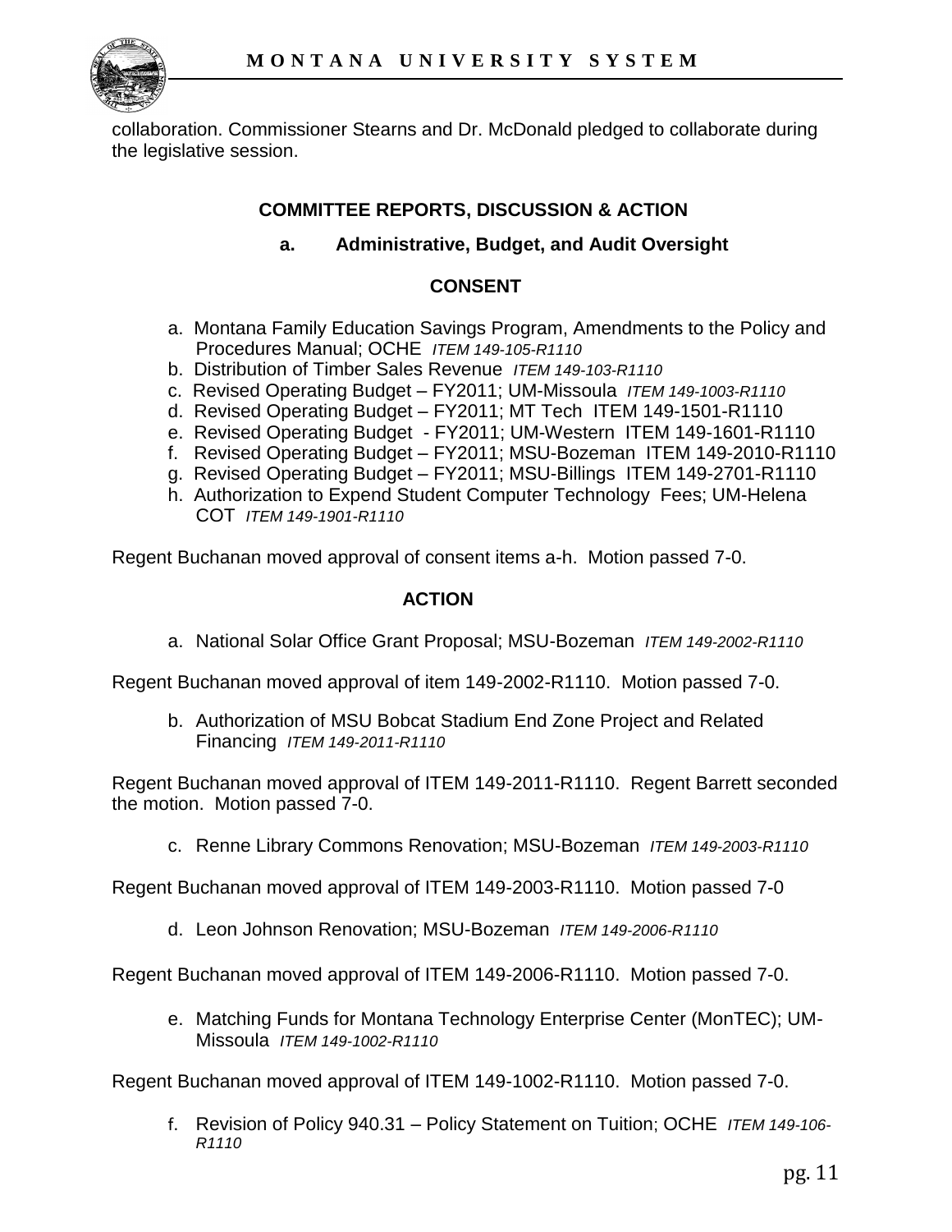collaboration. Commissioner Stearns and Dr. McDonald pledged to collaborate during the legislative session.

## COMMITTEE REPORTS, DISCUSSION & ACTION

### a. Administrative, Budget, and Audit Oversight

#### CONSENT

a. Montana Family Education Savings Program, Amendments to the Policy and Procedures Manual; OCHE *ITEM 149-105-R1110*
b. Distribution of Timber Sales Revenue *ITEM 149-103-R1110*
c. Revised Operating Budget – FY2011; UM-Missoula *ITEM 149-1003-R1110*
d. Revised Operating Budget – FY2011; MT Tech ITEM 149-1501-R1110
e. Revised Operating Budget - FY2011; UM-Western ITEM 149-1601-R1110
f. Revised Operating Budget – FY2011; MSU-Bozeman ITEM 149-2010-R1110
g. Revised Operating Budget – FY2011; MSU-Billings ITEM 149-2701-R1110
h. Authorization to Expend Student Computer Technology Fees; UM-Helena COT *ITEM 149-1901-R1110*

Regent Buchanan moved approval of consent items a-h. Motion passed 7-0.

#### ACTION

a. National Solar Office Grant Proposal; MSU-Bozeman *ITEM 149-2002-R1110*

Regent Buchanan moved approval of item 149-2002-R1110. Motion passed 7-0.

b. Authorization of MSU Bobcat Stadium End Zone Project and Related Financing *ITEM 149-2011-R1110*

Regent Buchanan moved approval of ITEM 149-2011-R1110. Regent Barrett seconded the motion. Motion passed 7-0.

c. Renne Library Commons Renovation; MSU-Bozeman *ITEM 149-2003-R1110*

Regent Buchanan moved approval of ITEM 149-2003-R1110. Motion passed 7-0

d. Leon Johnson Renovation; MSU-Bozeman *ITEM 149-2006-R1110*

Regent Buchanan moved approval of ITEM 149-2006-R1110. Motion passed 7-0.

e. Matching Funds for Montana Technology Enterprise Center (MonTEC); UM-Missoula *ITEM 149-1002-R1110*

Regent Buchanan moved approval of ITEM 149-1002-R1110. Motion passed 7-0.

f. Revision of Policy 940.31 – Policy Statement on Tuition; OCHE *ITEM 149-106-R1110*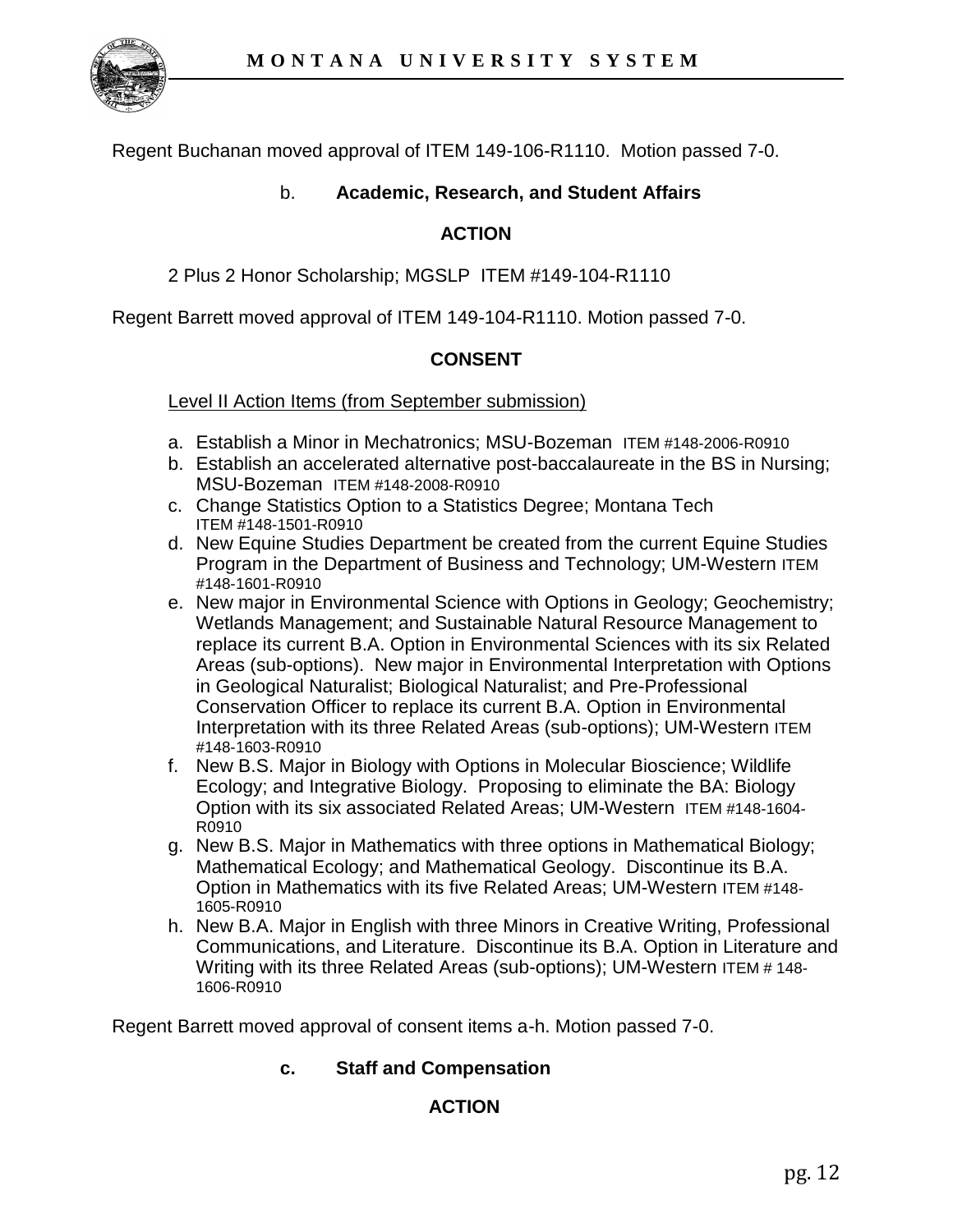Regent Buchanan moved approval of ITEM 149-106-R1110. Motion passed 7-0.

b. **Academic, Research, and Student Affairs**

**ACTION**

2 Plus 2 Honor Scholarship; MGSLP ITEM #149-104-R1110

Regent Barrett moved approval of ITEM 149-104-R1110. Motion passed 7-0.

**CONSENT**

Level II Action Items (from September submission)

a. Establish a Minor in Mechatronics; MSU-Bozeman ITEM #148-2006-R0910
b. Establish an accelerated alternative post-baccalaureate in the BS in Nursing; MSU-Bozeman ITEM #148-2008-R0910
c. Change Statistics Option to a Statistics Degree; Montana Tech ITEM #148-1501-R0910
d. New Equine Studies Department be created from the current Equine Studies Program in the Department of Business and Technology; UM-Western ITEM #148-1601-R0910
e. New major in Environmental Science with Options in Geology; Geochemistry; Wetlands Management; and Sustainable Natural Resource Management to replace its current B.A. Option in Environmental Sciences with its six Related Areas (sub-options). New major in Environmental Interpretation with Options in Geological Naturalist; Biological Naturalist; and Pre-Professional Conservation Officer to replace its current B.A. Option in Environmental Interpretation with its three Related Areas (sub-options); UM-Western ITEM #148-1603-R0910
f. New B.S. Major in Biology with Options in Molecular Bioscience; Wildlife Ecology; and Integrative Biology. Proposing to eliminate the BA: Biology Option with its six associated Related Areas; UM-Western ITEM #148-1604-R0910
g. New B.S. Major in Mathematics with three options in Mathematical Biology; Mathematical Ecology; and Mathematical Geology. Discontinue its B.A. Option in Mathematics with its five Related Areas; UM-Western ITEM #148-1605-R0910
h. New B.A. Major in English with three Minors in Creative Writing, Professional Communications, and Literature. Discontinue its B.A. Option in Literature and Writing with its three Related Areas (sub-options); UM-Western ITEM # 148-1606-R0910

Regent Barrett moved approval of consent items a-h. Motion passed 7-0.

**c. Staff and Compensation**

**ACTION**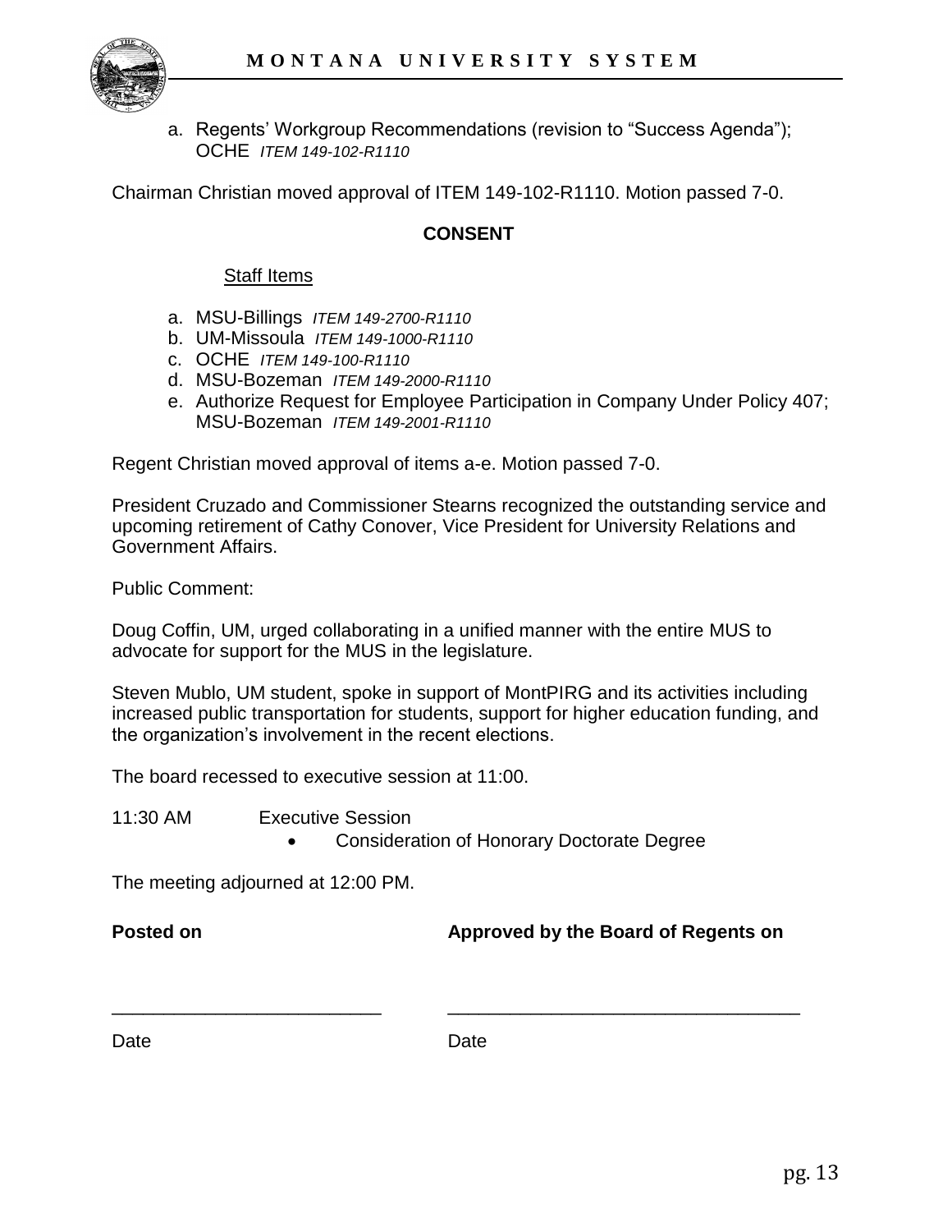a. Regents' Workgroup Recommendations (revision to "Success Agenda"); OCHE *ITEM 149-102-R1110*

Chairman Christian moved approval of ITEM 149-102-R1110. Motion passed 7-0.

**CONSENT**

Staff Items

a. MSU-Billings *ITEM 149-2700-R1110*
b. UM-Missoula *ITEM 149-1000-R1110*
c. OCHE *ITEM 149-100-R1110*
d. MSU-Bozeman *ITEM 149-2000-R1110*
e. Authorize Request for Employee Participation in Company Under Policy 407; MSU-Bozeman *ITEM 149-2001-R1110*

Regent Christian moved approval of items a-e. Motion passed 7-0.

President Cruzado and Commissioner Stearns recognized the outstanding service and upcoming retirement of Cathy Conover, Vice President for University Relations and Government Affairs.

Public Comment:

Doug Coffin, UM, urged collaborating in a unified manner with the entire MUS to advocate for support for the MUS in the legislature.

Steven Mublo, UM student, spoke in support of MontPIRG and its activities including increased public transportation for students, support for higher education funding, and the organization's involvement in the recent elections.

The board recessed to executive session at 11:00.

11:30 AM Executive Session

- Consideration of Honorary Doctorate Degree

The meeting adjourned at 12:00 PM.

**Posted on** **Approved by the Board of Regents on**

\_\_\_\_\_\_\_\_\_\_\_\_\_\_\_\_\_\_\_\_\_\_\_\_\_\_ \_\_\_\_\_\_\_\_\_\_\_\_\_\_\_\_\_\_\_\_\_\_\_\_\_\_\_\_\_\_\_\_\_\_

Date Date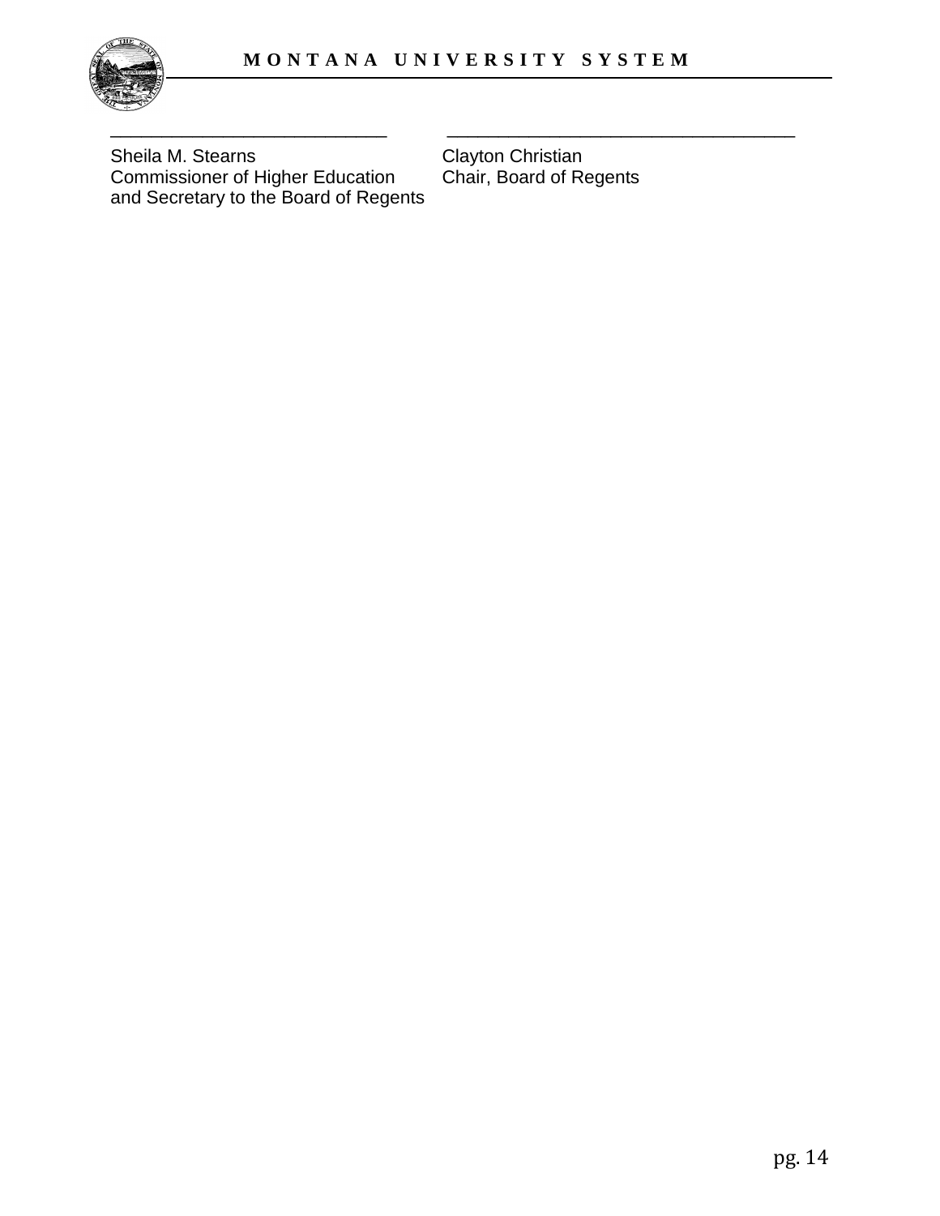\_\_\_\_\_\_\_\_\_\_\_\_\_\_\_\_\_\_\_\_\_\_\_\_\_\_\_\_  \_\_\_\_\_\_\_\_\_\_\_\_\_\_\_\_\_\_\_\_\_\_\_\_\_\_\_\_\_\_\_\_\_\_\_

| | |
|---|---|
| Sheila M. Stearns | Clayton Christian |
| Commissioner of Higher Education | Chair, Board of Regents |
| and Secretary to the Board of Regents | |